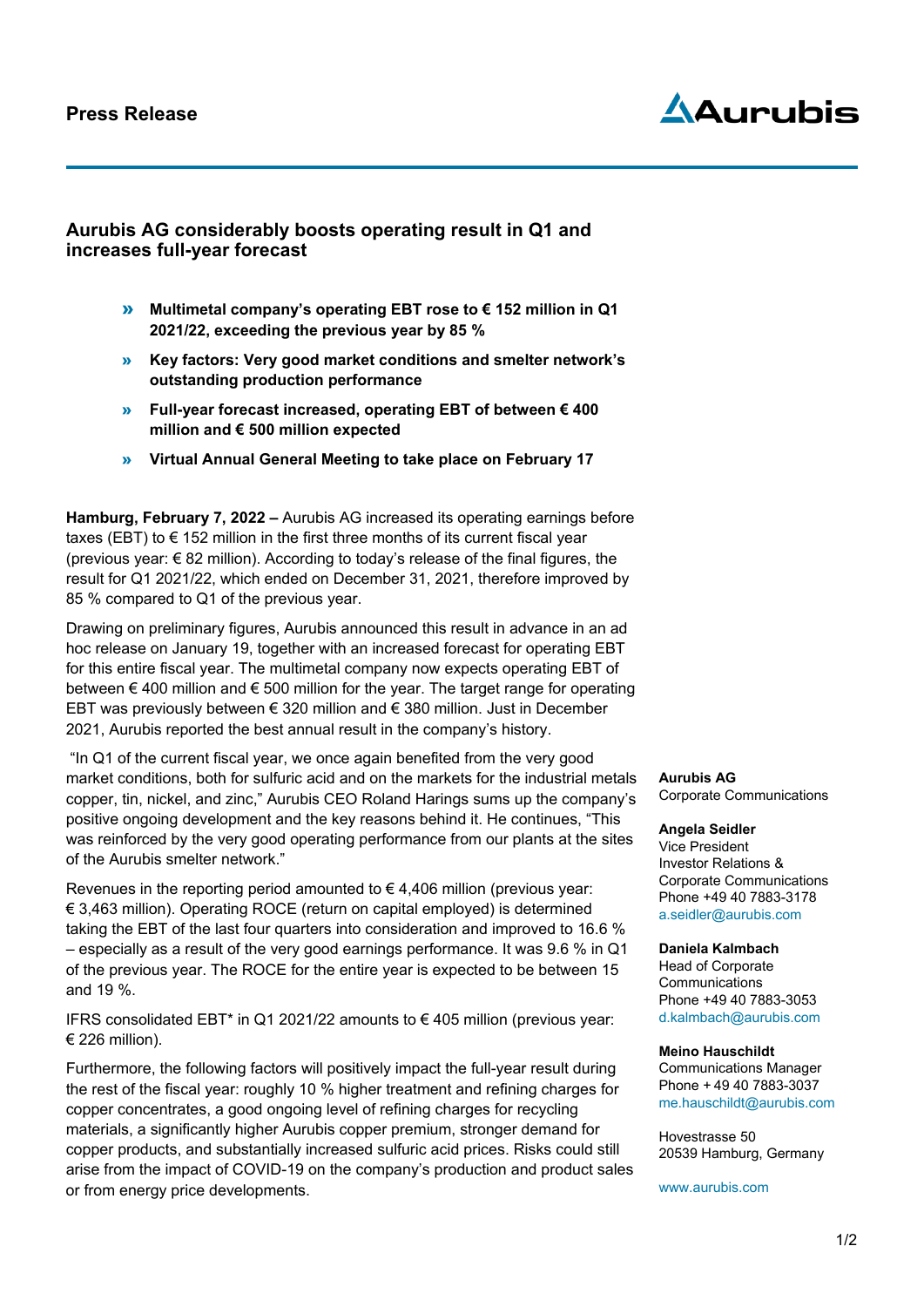**Press Release**

# Aurubis AG considerably boosts operating result in Q1 and increases full-year forecast

- **Multimetal company's operating EBT rose to € 152 million in Q1 2021/22, exceeding the previous year by 85 %**
- **Key factors: Very good market conditions and smelter network's outstanding production performance**
- **Full-year forecast increased, operating EBT of between € 400 million and € 500 million expected**
- **Virtual Annual General Meeting to take place on February 17**

**Hamburg, February 7, 2022 –** Aurubis AG increased its operating earnings before taxes (EBT) to € 152 million in the first three months of its current fiscal year (previous year: € 82 million). According to today's release of the final figures, the result for Q1 2021/22, which ended on December 31, 2021, therefore improved by 85 % compared to Q1 of the previous year.

Drawing on preliminary figures, Aurubis announced this result in advance in an ad hoc release on January 19, together with an increased forecast for operating EBT for this entire fiscal year. The multimetal company now expects operating EBT of between € 400 million and € 500 million for the year. The target range for operating EBT was previously between € 320 million and € 380 million. Just in December 2021, Aurubis reported the best annual result in the company's history.

"In Q1 of the current fiscal year, we once again benefited from the very good market conditions, both for sulfuric acid and on the markets for the industrial metals copper, tin, nickel, and zinc," Aurubis CEO Roland Harings sums up the company's positive ongoing development and the key reasons behind it. He continues, "This was reinforced by the very good operating performance from our plants at the sites of the Aurubis smelter network."

Revenues in the reporting period amounted to € 4,406 million (previous year: € 3,463 million). Operating ROCE (return on capital employed) is determined taking the EBT of the last four quarters into consideration and improved to 16.6 % – especially as a result of the very good earnings performance. It was 9.6 % in Q1 of the previous year. The ROCE for the entire year is expected to be between 15 and 19 %.

IFRS consolidated EBT* in Q1 2021/22 amounts to € 405 million (previous year: € 226 million).

Furthermore, the following factors will positively impact the full-year result during the rest of the fiscal year: roughly 10 % higher treatment and refining charges for copper concentrates, a good ongoing level of refining charges for recycling materials, a significantly higher Aurubis copper premium, stronger demand for copper products, and substantially increased sulfuric acid prices. Risks could still arise from the impact of COVID-19 on the company's production and product sales or from energy price developments.

**Aurubis AG**
Corporate Communications

**Angela Seidler**
Vice President
Investor Relations &
Corporate Communications
Phone +49 40 7883-3178
a.seidler@aurubis.com

**Daniela Kalmbach**
Head of Corporate
Communications
Phone +49 40 7883-3053
d.kalmbach@aurubis.com

**Meino Hauschildt**
Communications Manager
Phone + 49 40 7883-3037
me.hauschildt@aurubis.com

Hovestrasse 50
20539 Hamburg, Germany

www.aurubis.com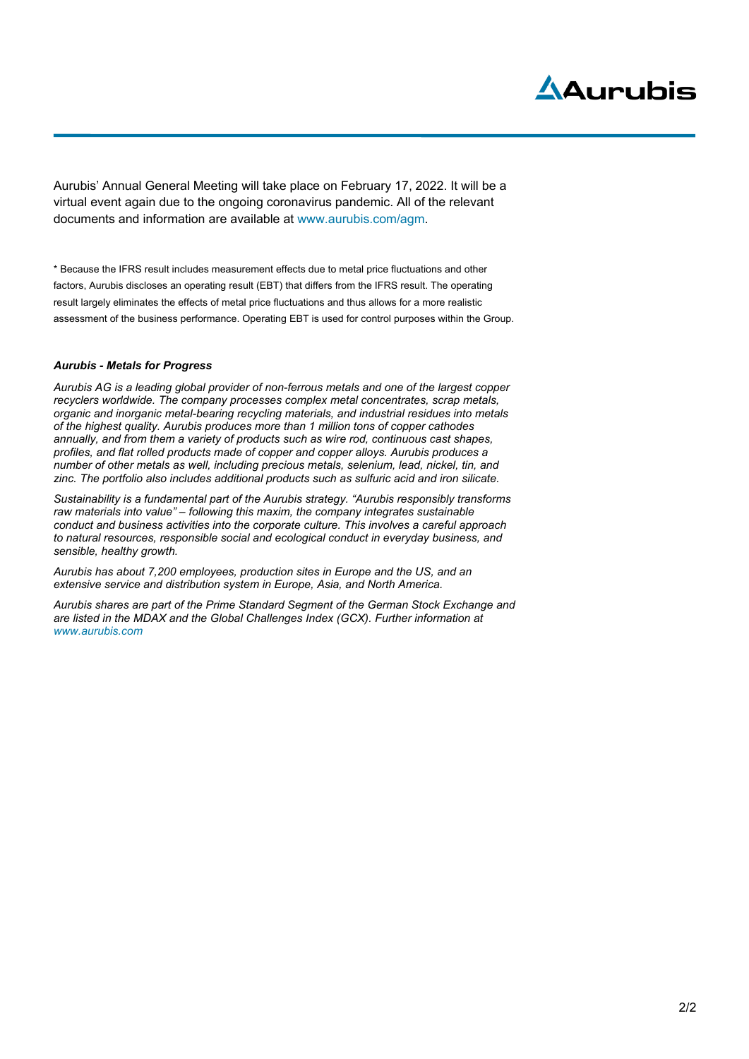Aurubis' Annual General Meeting will take place on February 17, 2022. It will be a virtual event again due to the ongoing coronavirus pandemic. All of the relevant documents and information are available at www.aurubis.com/agm.

* Because the IFRS result includes measurement effects due to metal price fluctuations and other factors, Aurubis discloses an operating result (EBT) that differs from the IFRS result. The operating result largely eliminates the effects of metal price fluctuations and thus allows for a more realistic assessment of the business performance. Operating EBT is used for control purposes within the Group.

***Aurubis - Metals for Progress***

*Aurubis AG is a leading global provider of non-ferrous metals and one of the largest copper recyclers worldwide. The company processes complex metal concentrates, scrap metals, organic and inorganic metal-bearing recycling materials, and industrial residues into metals of the highest quality. Aurubis produces more than 1 million tons of copper cathodes annually, and from them a variety of products such as wire rod, continuous cast shapes, profiles, and flat rolled products made of copper and copper alloys. Aurubis produces a number of other metals as well, including precious metals, selenium, lead, nickel, tin, and zinc. The portfolio also includes additional products such as sulfuric acid and iron silicate.*

*Sustainability is a fundamental part of the Aurubis strategy. "Aurubis responsibly transforms raw materials into value" – following this maxim, the company integrates sustainable conduct and business activities into the corporate culture. This involves a careful approach to natural resources, responsible social and ecological conduct in everyday business, and sensible, healthy growth.*

*Aurubis has about 7,200 employees, production sites in Europe and the US, and an extensive service and distribution system in Europe, Asia, and North America.*

*Aurubis shares are part of the Prime Standard Segment of the German Stock Exchange and are listed in the MDAX and the Global Challenges Index (GCX). Further information at www.aurubis.com*